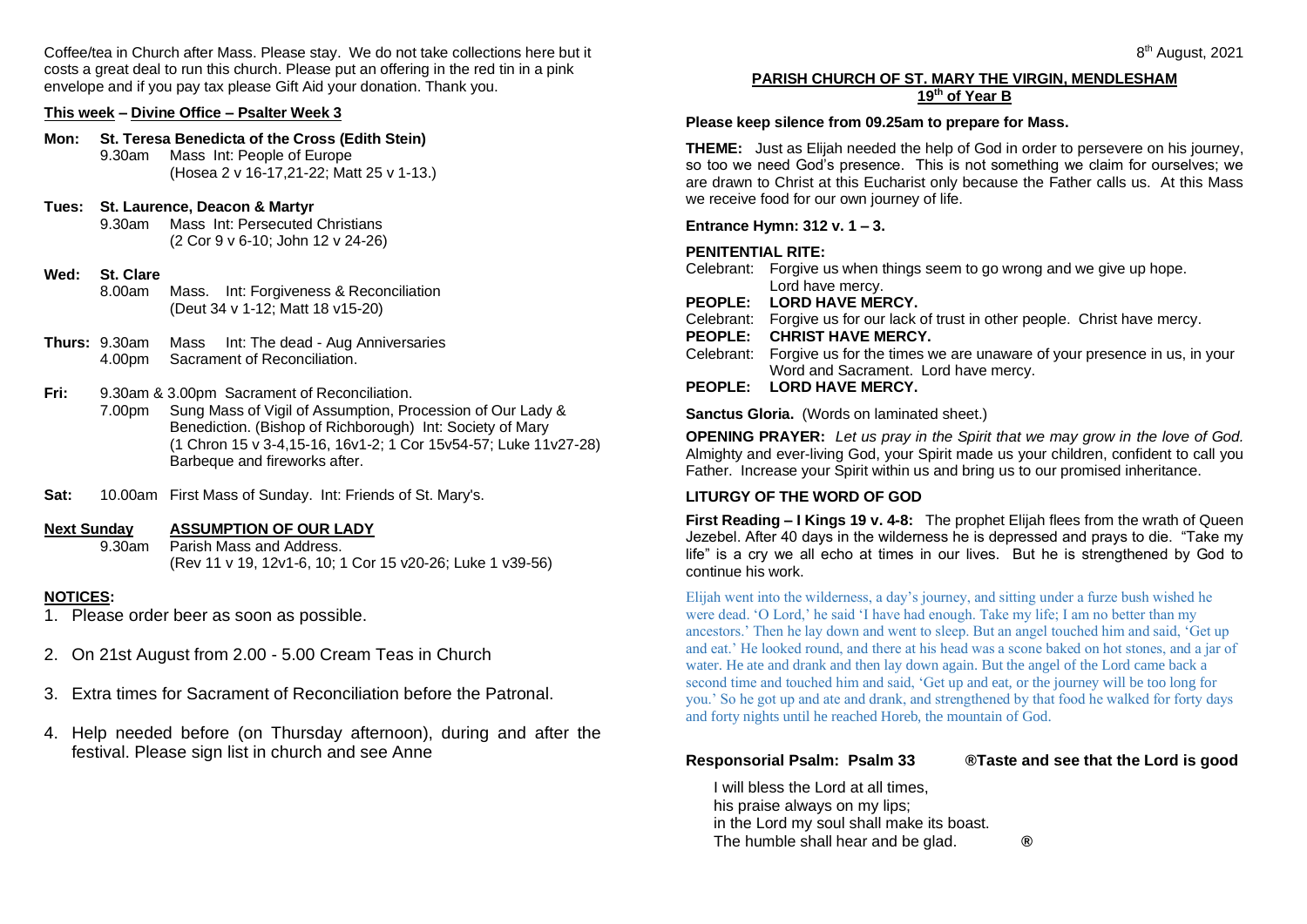Coffee/tea in Church after Mass. Please stay. We do not take collections here but it costs a great deal to run this church. Please put an offering in the red tin in a pink envelope and if you pay tax please Gift Aid your donation. Thank you.

**This week – Divine Office – Psalter Week 3**

**Mon: St. Teresa Benedicta of the Cross (Edith Stein)**
9.30am Mass Int: People of Europe
(Hosea 2 v 16-17,21-22; Matt 25 v 1-13.)

**Tues: St. Laurence, Deacon & Martyr**
9.30am Mass Int: Persecuted Christians
(2 Cor 9 v 6-10; John 12 v 24-26)

**Wed: St. Clare**
8.00am Mass. Int: Forgiveness & Reconciliation
(Deut 34 v 1-12; Matt 18 v15-20)

**Thurs:** 9.30am Mass Int: The dead - Aug Anniversaries
4.00pm Sacrament of Reconciliation.

**Fri:** 9.30am & 3.00pm Sacrament of Reconciliation.
7.00pm Sung Mass of Vigil of Assumption, Procession of Our Lady & Benediction. (Bishop of Richborough) Int: Society of Mary
(1 Chron 15 v 3-4,15-16, 16v1-2; 1 Cor 15v54-57; Luke 11v27-28)
Barbeque and fireworks after.

**Sat:** 10.00am First Mass of Sunday. Int: Friends of St. Mary's.

**Next Sunday ASSUMPTION OF OUR LADY**
9.30am Parish Mass and Address.
(Rev 11 v 19, 12v1-6, 10; 1 Cor 15 v20-26; Luke 1 v39-56)

**NOTICES:**

1. Please order beer as soon as possible.
2. On 21st August from 2.00 - 5.00 Cream Teas in Church
3. Extra times for Sacrament of Reconciliation before the Patronal.
4. Help needed before (on Thursday afternoon), during and after the festival. Please sign list in church and see Anne

8th August, 2021

## PARISH CHURCH OF ST. MARY THE VIRGIN, MENDLESHAM
## 19th of Year B

**Please keep silence from 09.25am to prepare for Mass.**

**THEME:** Just as Elijah needed the help of God in order to persevere on his journey, so too we need God's presence. This is not something we claim for ourselves; we are drawn to Christ at this Eucharist only because the Father calls us. At this Mass we receive food for our own journey of life.

**Entrance Hymn: 312 v. 1 – 3.**

**PENITENTIAL RITE:**

Celebrant: Forgive us when things seem to go wrong and we give up hope. Lord have mercy.
**PEOPLE: LORD HAVE MERCY.**
Celebrant: Forgive us for our lack of trust in other people. Christ have mercy.
**PEOPLE: CHRIST HAVE MERCY.**
Celebrant: Forgive us for the times we are unaware of your presence in us, in your Word and Sacrament. Lord have mercy.
**PEOPLE: LORD HAVE MERCY.**

**Sanctus Gloria.** (Words on laminated sheet.)

**OPENING PRAYER:** *Let us pray in the Spirit that we may grow in the love of God.* Almighty and ever-living God, your Spirit made us your children, confident to call you Father. Increase your Spirit within us and bring us to our promised inheritance.

**LITURGY OF THE WORD OF GOD**

**First Reading – I Kings 19 v. 4-8:** The prophet Elijah flees from the wrath of Queen Jezebel. After 40 days in the wilderness he is depressed and prays to die. "Take my life" is a cry we all echo at times in our lives. But he is strengthened by God to continue his work.

Elijah went into the wilderness, a day's journey, and sitting under a furze bush wished he were dead. 'O Lord,' he said 'I have had enough. Take my life; I am no better than my ancestors.' Then he lay down and went to sleep. But an angel touched him and said, 'Get up and eat.' He looked round, and there at his head was a scone baked on hot stones, and a jar of water. He ate and drank and then lay down again. But the angel of the Lord came back a second time and touched him and said, 'Get up and eat, or the journey will be too long for you.' So he got up and ate and drank, and strengthened by that food he walked for forty days and forty nights until he reached Horeb, the mountain of God.

**Responsorial Psalm: Psalm 33 ®Taste and see that the Lord is good**

I will bless the Lord at all times,
his praise always on my lips;
in the Lord my soul shall make its boast.
The humble shall hear and be glad. ®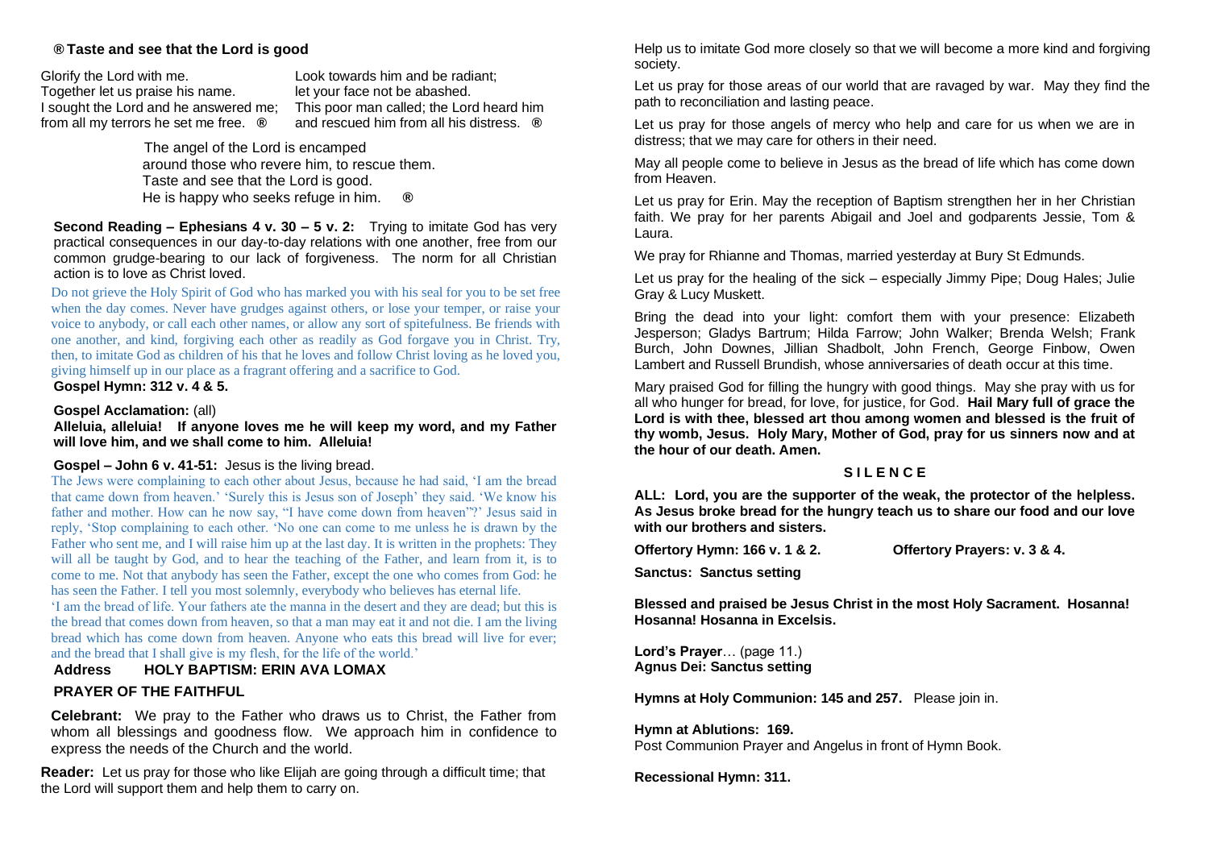**® Taste and see that the Lord is good**

Glorify the Lord with me.
Together let us praise his name.
I sought the Lord and he answered me;
from all my terrors he set me free. ®

Look towards him and be radiant;
let your face not be abashed.
This poor man called; the Lord heard him
and rescued him from all his distress. ®

The angel of the Lord is encamped
around those who revere him, to rescue them.
Taste and see that the Lord is good.
He is happy who seeks refuge in him. ®

**Second Reading – Ephesians 4 v. 30 – 5 v. 2:** Trying to imitate God has very practical consequences in our day-to-day relations with one another, free from our common grudge-bearing to our lack of forgiveness. The norm for all Christian action is to love as Christ loved.

Do not grieve the Holy Spirit of God who has marked you with his seal for you to be set free when the day comes. Never have grudges against others, or lose your temper, or raise your voice to anybody, or call each other names, or allow any sort of spitefulness. Be friends with one another, and kind, forgiving each other as readily as God forgave you in Christ. Try, then, to imitate God as children of his that he loves and follow Christ loving as he loved you, giving himself up in our place as a fragrant offering and a sacrifice to God.

**Gospel Hymn: 312 v. 4 & 5.**

**Gospel Acclamation:** (all)

**Alleluia, alleluia! If anyone loves me he will keep my word, and my Father will love him, and we shall come to him. Alleluia!**

**Gospel – John 6 v. 41-51:** Jesus is the living bread.

The Jews were complaining to each other about Jesus, because he had said, 'I am the bread that came down from heaven.' 'Surely this is Jesus son of Joseph' they said. 'We know his father and mother. How can he now say, "I have come down from heaven"?' Jesus said in reply, 'Stop complaining to each other. 'No one can come to me unless he is drawn by the Father who sent me, and I will raise him up at the last day. It is written in the prophets: They will all be taught by God, and to hear the teaching of the Father, and learn from it, is to come to me. Not that anybody has seen the Father, except the one who comes from God: he has seen the Father. I tell you most solemnly, everybody who believes has eternal life.

'I am the bread of life. Your fathers ate the manna in the desert and they are dead; but this is the bread that comes down from heaven, so that a man may eat it and not die. I am the living bread which has come down from heaven. Anyone who eats this bread will live for ever; and the bread that I shall give is my flesh, for the life of the world.'

**Address HOLY BAPTISM: ERIN AVA LOMAX**

**PRAYER OF THE FAITHFUL**

**Celebrant:** We pray to the Father who draws us to Christ, the Father from whom all blessings and goodness flow. We approach him in confidence to express the needs of the Church and the world.

**Reader:** Let us pray for those who like Elijah are going through a difficult time; that the Lord will support them and help them to carry on.

Help us to imitate God more closely so that we will become a more kind and forgiving society.

Let us pray for those areas of our world that are ravaged by war. May they find the path to reconciliation and lasting peace.

Let us pray for those angels of mercy who help and care for us when we are in distress; that we may care for others in their need.

May all people come to believe in Jesus as the bread of life which has come down from Heaven.

Let us pray for Erin. May the reception of Baptism strengthen her in her Christian faith. We pray for her parents Abigail and Joel and godparents Jessie, Tom & Laura.

We pray for Rhianne and Thomas, married yesterday at Bury St Edmunds.

Let us pray for the healing of the sick – especially Jimmy Pipe; Doug Hales; Julie Gray & Lucy Muskett.

Bring the dead into your light: comfort them with your presence: Elizabeth Jesperson; Gladys Bartrum; Hilda Farrow; John Walker; Brenda Welsh; Frank Burch, John Downes, Jillian Shadbolt, John French, George Finbow, Owen Lambert and Russell Brundish, whose anniversaries of death occur at this time.

Mary praised God for filling the hungry with good things. May she pray with us for all who hunger for bread, for love, for justice, for God. **Hail Mary full of grace the Lord is with thee, blessed art thou among women and blessed is the fruit of thy womb, Jesus. Holy Mary, Mother of God, pray for us sinners now and at the hour of our death. Amen.**

**S I L E N C E**

**ALL: Lord, you are the supporter of the weak, the protector of the helpless. As Jesus broke bread for the hungry teach us to share our food and our love with our brothers and sisters.**

**Offertory Hymn: 166 v. 1 & 2.** **Offertory Prayers: v. 3 & 4.**

**Sanctus: Sanctus setting**

**Blessed and praised be Jesus Christ in the most Holy Sacrament. Hosanna! Hosanna! Hosanna in Excelsis.**

**Lord's Prayer**… (page 11.)
**Agnus Dei: Sanctus setting**

**Hymns at Holy Communion: 145 and 257.** Please join in.

**Hymn at Ablutions: 169.**
Post Communion Prayer and Angelus in front of Hymn Book.

**Recessional Hymn: 311.**